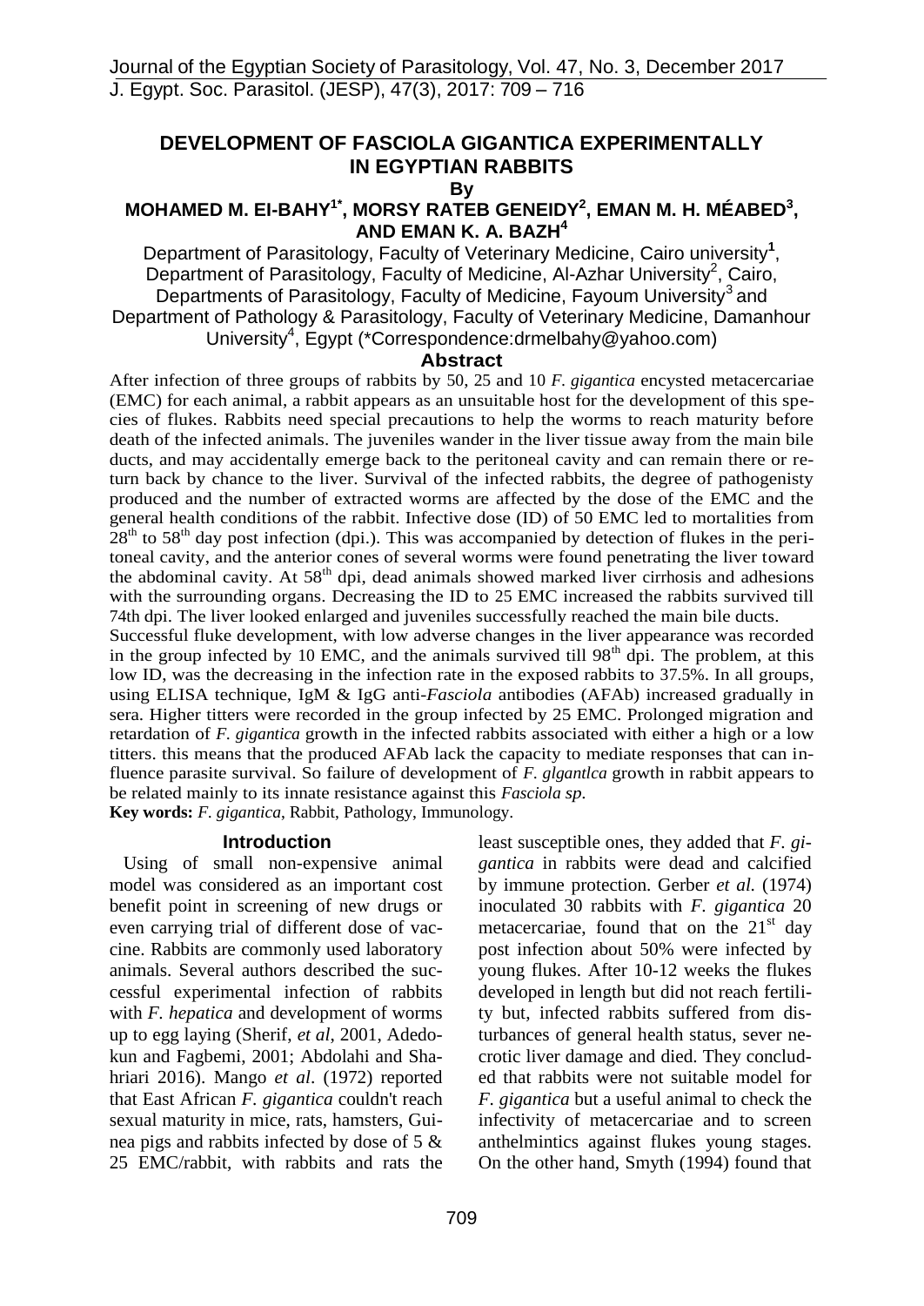# DEVELOPMENT OF FASCIOLA GIGANTICA EXPERIMENTALLY IN EGYPTIAN RABBITS

By

**MOHAMED M. El-BAHY[1*], MORSY RATEB GENEIDY[2], EMAN M. H. MÉABED[3], AND EMAN K. A. BAZH[4]**

Department of Parasitology, Faculty of Veterinary Medicine, Cairo university[1], Department of Parasitology, Faculty of Medicine, Al-Azhar University[2], Cairo, Departments of Parasitology, Faculty of Medicine, Fayoum University[3] and Department of Pathology & Parasitology, Faculty of Veterinary Medicine, Damanhour University[4], Egypt (*Correspondence:drmelbahy@yahoo.com)

## Abstract

After infection of three groups of rabbits by 50, 25 and 10 *F. gigantica* encysted metacercariae (EMC) for each animal, a rabbit appears as an unsuitable host for the development of this species of flukes. Rabbits need special precautions to help the worms to reach maturity before death of the infected animals. The juveniles wander in the liver tissue away from the main bile ducts, and may accidentally emerge back to the peritoneal cavity and can remain there or return back by chance to the liver. Survival of the infected rabbits, the degree of pathogenisty produced and the number of extracted worms are affected by the dose of the EMC and the general health conditions of the rabbit. Infective dose (ID) of 50 EMC led to mortalities from $28^{th}$ to $58^{th}$ day post infection (dpi.). This was accompanied by detection of flukes in the peritoneal cavity, and the anterior cones of several worms were found penetrating the liver toward the abdominal cavity. At $58^{th}$ dpi, dead animals showed marked liver cirrhosis and adhesions with the surrounding organs. Decreasing the ID to 25 EMC increased the rabbits survived till 74th dpi. The liver looked enlarged and juveniles successfully reached the main bile ducts.

Successful fluke development, with low adverse changes in the liver appearance was recorded in the group infected by 10 EMC, and the animals survived till $98^{th}$ dpi. The problem, at this low ID, was the decreasing in the infection rate in the exposed rabbits to 37.5%. In all groups, using ELISA technique, IgM & IgG anti-*Fasciola* antibodies (AFAb) increased gradually in sera. Higher titters were recorded in the group infected by 25 EMC. Prolonged migration and retardation of *F. gigantica* growth in the infected rabbits associated with either a high or a low titters. this means that the produced AFAb lack the capacity to mediate responses that can influence parasite survival. So failure of development of *F. glgantlca* growth in rabbit appears to be related mainly to its innate resistance against this *Fasciola sp.*

**Key words:** *F. gigantica*, Rabbit, Pathology, Immunology.

## Introduction

Using of small non-expensive animal model was considered as an important cost benefit point in screening of new drugs or even carrying trial of different dose of vaccine. Rabbits are commonly used laboratory animals. Several authors described the successful experimental infection of rabbits with *F. hepatica* and development of worms up to egg laying (Sherif, *et al*, 2001, Adedokun and Fagbemi, 2001; Abdolahi and Shahriari 2016). Mango *et al*. (1972) reported that East African *F. gigantica* couldn't reach sexual maturity in mice, rats, hamsters, Guinea pigs and rabbits infected by dose of 5 & 25 EMC/rabbit, with rabbits and rats the least susceptible ones, they added that *F. gigantica* in rabbits were dead and calcified by immune protection. Gerber *et al.* (1974) inoculated 30 rabbits with *F. gigantica* 20 metacercariae, found that on the $21^{st}$ day post infection about 50% were infected by young flukes. After 10-12 weeks the flukes developed in length but did not reach fertility but, infected rabbits suffered from disturbances of general health status, sever necrotic liver damage and died. They concluded that rabbits were not suitable model for *F. gigantica* but a useful animal to check the infectivity of metacercariae and to screen anthelmintics against flukes young stages. On the other hand, Smyth (1994) found that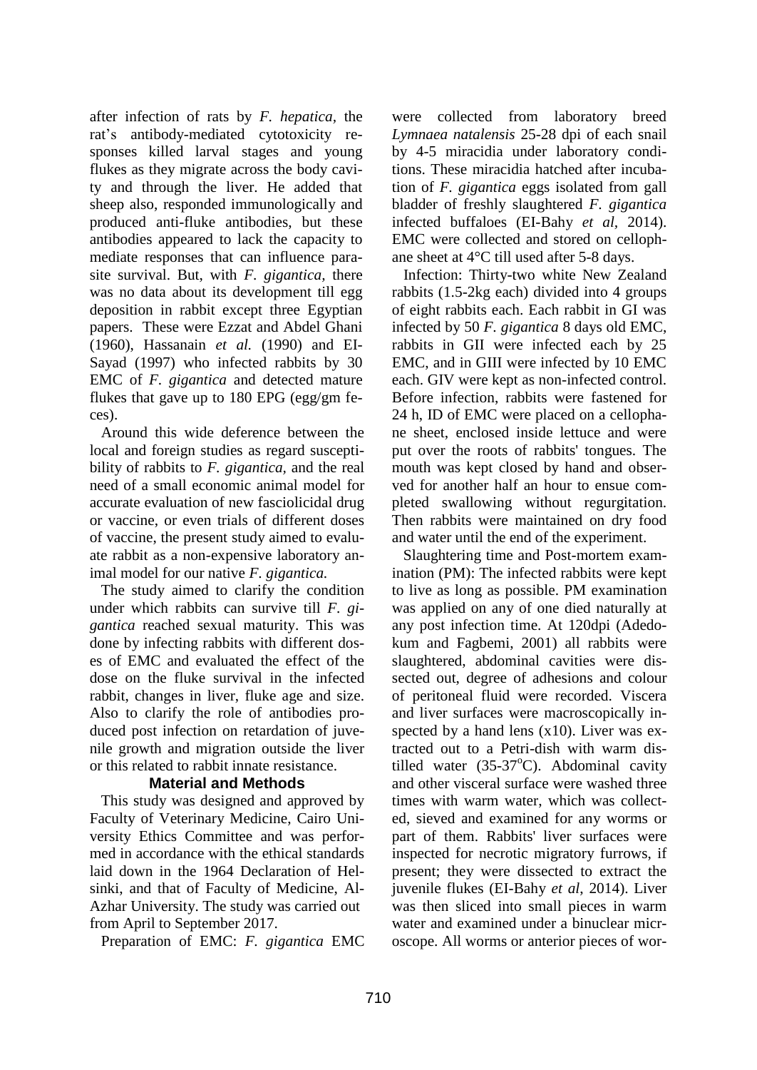after infection of rats by *F. hepatica*, the rat's antibody-mediated cytotoxicity responses killed larval stages and young flukes as they migrate across the body cavity and through the liver. He added that sheep also, responded immunologically and produced anti-fluke antibodies, but these antibodies appeared to lack the capacity to mediate responses that can influence parasite survival. But, with *F. gigantica*, there was no data about its development till egg deposition in rabbit except three Egyptian papers. These were Ezzat and Abdel Ghani (1960), Hassanain *et al.* (1990) and EI-Sayad (1997) who infected rabbits by 30 EMC of *F. gigantica* and detected mature flukes that gave up to 180 EPG (egg/gm feces).

Around this wide deference between the local and foreign studies as regard susceptibility of rabbits to *F. gigantica,* and the real need of a small economic animal model for accurate evaluation of new fasciolicidal drug or vaccine, or even trials of different doses of vaccine, the present study aimed to evaluate rabbit as a non-expensive laboratory animal model for our native *F. gigantica.*

The study aimed to clarify the condition under which rabbits can survive till *F. gigantica* reached sexual maturity. This was done by infecting rabbits with different doses of EMC and evaluated the effect of the dose on the fluke survival in the infected rabbit, changes in liver, fluke age and size. Also to clarify the role of antibodies produced post infection on retardation of juvenile growth and migration outside the liver or this related to rabbit innate resistance.

## Material and Methods

This study was designed and approved by Faculty of Veterinary Medicine, Cairo University Ethics Committee and was performed in accordance with the ethical standards laid down in the 1964 Declaration of Helsinki, and that of Faculty of Medicine, Al-Azhar University. The study was carried out from April to September 2017.

Preparation of EMC: *F. gigantica* EMC were collected from laboratory breed *Lymnaea natalensis* 25-28 dpi of each snail by 4-5 miracidia under laboratory conditions. These miracidia hatched after incubation of *F. gigantica* eggs isolated from gall bladder of freshly slaughtered *F. gigantica* infected buffaloes (EI-Bahy *et al*, 2014). EMC were collected and stored on cellophane sheet at 4°C till used after 5-8 days.

Infection: Thirty-two white New Zealand rabbits (1.5-2kg each) divided into 4 groups of eight rabbits each. Each rabbit in GI was infected by 50 *F. gigantica* 8 days old EMC, rabbits in GII were infected each by 25 EMC, and in GIII were infected by 10 EMC each. GIV were kept as non-infected control. Before infection, rabbits were fastened for 24 h, ID of EMC were placed on a cellophane sheet, enclosed inside lettuce and were put over the roots of rabbits' tongues. The mouth was kept closed by hand and observed for another half an hour to ensue completed swallowing without regurgitation. Then rabbits were maintained on dry food and water until the end of the experiment.

Slaughtering time and Post-mortem examination (PM): The infected rabbits were kept to live as long as possible. PM examination was applied on any of one died naturally at any post infection time. At 120dpi (Adedokum and Fagbemi, 2001) all rabbits were slaughtered, abdominal cavities were dissected out, degree of adhesions and colour of peritoneal fluid were recorded. Viscera and liver surfaces were macroscopically inspected by a hand lens (x10). Liver was extracted out to a Petri-dish with warm distilled water (35-37°C). Abdominal cavity and other visceral surface were washed three times with warm water, which was collected, sieved and examined for any worms or part of them. Rabbits' liver surfaces were inspected for necrotic migratory furrows, if present; they were dissected to extract the juvenile flukes (EI-Bahy *et al*, 2014). Liver was then sliced into small pieces in warm water and examined under a binuclear microscope. All worms or anterior pieces of wor-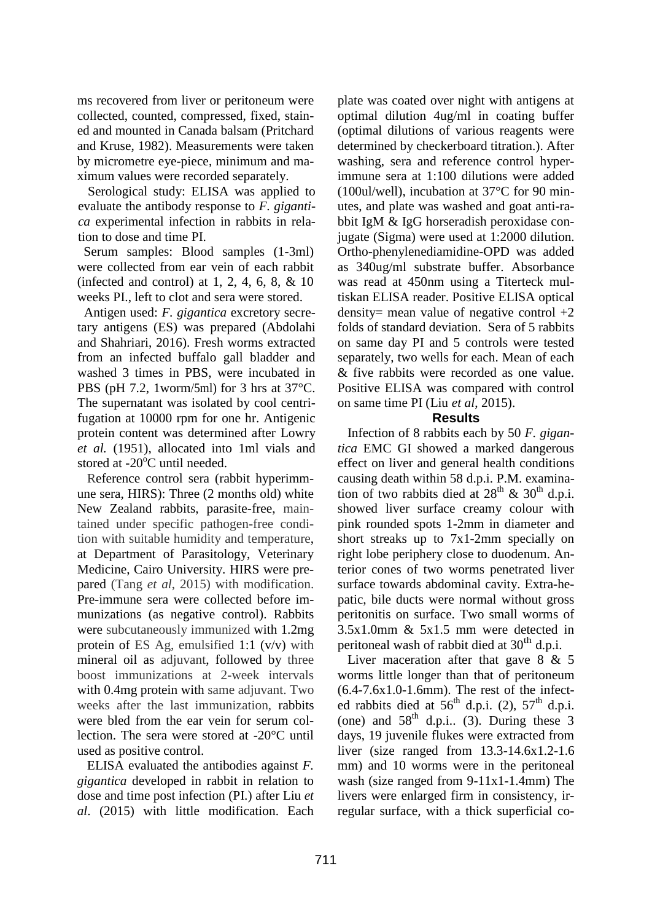ms recovered from liver or peritoneum were collected, counted, compressed, fixed, stained and mounted in Canada balsam (Pritchard and Kruse, 1982). Measurements were taken by micrometre eye-piece, minimum and maximum values were recorded separately.

Serological study: ELISA was applied to evaluate the antibody response to *F. gigantica* experimental infection in rabbits in relation to dose and time PI.

Serum samples: Blood samples (1-3ml) were collected from ear vein of each rabbit (infected and control) at 1, 2, 4, 6, 8, & 10 weeks PI., left to clot and sera were stored.

Antigen used: *F. gigantica* excretory secretary antigens (ES) was prepared (Abdolahi and Shahriari, 2016). Fresh worms extracted from an infected buffalo gall bladder and washed 3 times in PBS, were incubated in PBS (pH 7.2, 1worm/5ml) for 3 hrs at 37°C. The supernatant was isolated by cool centrifugation at 10000 rpm for one hr. Antigenic protein content was determined after Lowry *et al.* (1951), allocated into 1ml vials and stored at -20°C until needed.

Reference control sera (rabbit hyperimmune sera, HIRS): Three (2 months old) white New Zealand rabbits, parasite-free, maintained under specific pathogen-free condition with suitable humidity and temperature, at Department of Parasitology, Veterinary Medicine, Cairo University. HIRS were prepared (Tang *et al*, 2015) with modification. Pre-immune sera were collected before immunizations (as negative control). Rabbits were subcutaneously immunized with 1.2mg protein of ES Ag, emulsified 1:1 (v/v) with mineral oil as adjuvant, followed by three boost immunizations at 2-week intervals with 0.4mg protein with same adjuvant. Two weeks after the last immunization, rabbits were bled from the ear vein for serum collection. The sera were stored at -20°C until used as positive control.

ELISA evaluated the antibodies against *F. gigantica* developed in rabbit in relation to dose and time post infection (PI.) after Liu *et al*. (2015) with little modification. Each plate was coated over night with antigens at optimal dilution 4ug/ml in coating buffer (optimal dilutions of various reagents were determined by checkerboard titration.). After washing, sera and reference control hyperimmune sera at 1:100 dilutions were added (100ul/well), incubation at 37°C for 90 minutes, and plate was washed and goat anti-rabbit IgM & IgG horseradish peroxidase conjugate (Sigma) were used at 1:2000 dilution. Ortho-phenylenediamidine-OPD was added as 340ug/ml substrate buffer. Absorbance was read at 450nm using a Titerteck multiskan ELISA reader. Positive ELISA optical density= mean value of negative control +2 folds of standard deviation. Sera of 5 rabbits on same day PI and 5 controls were tested separately, two wells for each. Mean of each & five rabbits were recorded as one value. Positive ELISA was compared with control on same time PI (Liu *et al*, 2015).

## Results

Infection of 8 rabbits each by 50 *F. gigantica* EMC GI showed a marked dangerous effect on liver and general health conditions causing death within 58 d.p.i. P.M. examination of two rabbits died at 28th & 30th d.p.i. showed liver surface creamy colour with pink rounded spots 1-2mm in diameter and short streaks up to 7x1-2mm specially on right lobe periphery close to duodenum. Anterior cones of two worms penetrated liver surface towards abdominal cavity. Extra-hepatic, bile ducts were normal without gross peritonitis on surface. Two small worms of 3.5x1.0mm & 5x1.5 mm were detected in peritoneal wash of rabbit died at 30th d.p.i.

Liver maceration after that gave 8 & 5 worms little longer than that of peritoneum (6.4-7.6x1.0-1.6mm). The rest of the infected rabbits died at 56th d.p.i. (2), 57th d.p.i. (one) and 58th d.p.i.. (3). During these 3 days, 19 juvenile flukes were extracted from liver (size ranged from 13.3-14.6x1.2-1.6 mm) and 10 worms were in the peritoneal wash (size ranged from 9-11x1-1.4mm) The livers were enlarged firm in consistency, irregular surface, with a thick superficial co-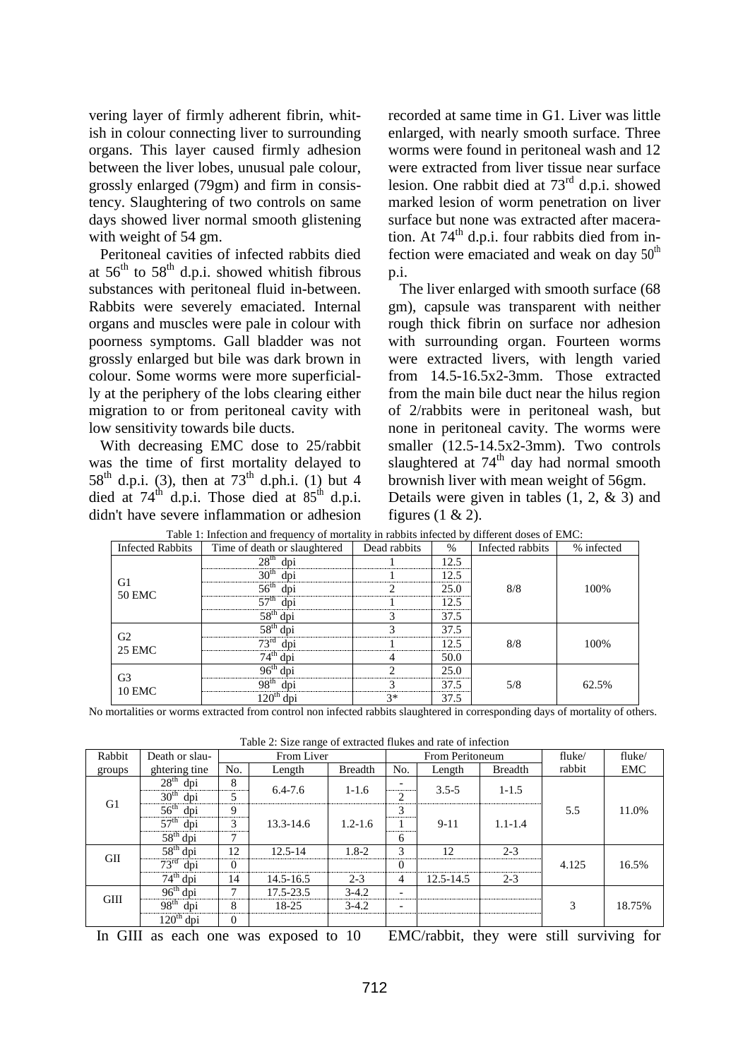vering layer of firmly adherent fibrin, whitish in colour connecting liver to surrounding organs. This layer caused firmly adhesion between the liver lobes, unusual pale colour, grossly enlarged (79gm) and firm in consistency. Slaughtering of two controls on same days showed liver normal smooth glistening with weight of 54 gm.

Peritoneal cavities of infected rabbits died at 56th to 58th d.p.i. showed whitish fibrous substances with peritoneal fluid in-between. Rabbits were severely emaciated. Internal organs and muscles were pale in colour with poorness symptoms. Gall bladder was not grossly enlarged but bile was dark brown in colour. Some worms were more superficially at the periphery of the lobs clearing either migration to or from peritoneal cavity with low sensitivity towards bile ducts.

With decreasing EMC dose to 25/rabbit was the time of first mortality delayed to 58th d.p.i. (3), then at 73th d.ph.i. (1) but 4 died at 74th d.p.i. Those died at 85th d.p.i. didn't have severe inflammation or adhesion recorded at same time in G1. Liver was little enlarged, with nearly smooth surface. Three worms were found in peritoneal wash and 12 were extracted from liver tissue near surface lesion. One rabbit died at 73rd d.p.i. showed marked lesion of worm penetration on liver surface but none was extracted after maceration. At 74th d.p.i. four rabbits died from infection were emaciated and weak on day 50th p.i.

The liver enlarged with smooth surface (68 gm), capsule was transparent with neither rough thick fibrin on surface nor adhesion with surrounding organ. Fourteen worms were extracted livers, with length varied from 14.5-16.5x2-3mm. Those extracted from the main bile duct near the hilus region of 2/rabbits were in peritoneal wash, but none in peritoneal cavity. The worms were smaller (12.5-14.5x2-3mm). Two controls slaughtered at 74th day had normal smooth brownish liver with mean weight of 56gm.

Details were given in tables (1, 2, & 3) and figures (1 & 2).

Table 1: Infection and frequency of mortality in rabbits infected by different doses of EMC:

| Infected Rabbits | Time of death or slaughtered | Dead rabbits | % | Infected rabbits | % infected |
|---|---|---|---|---|---|
| G1 50 EMC | 28th dpi | 1 | 12.5 | 8/8 | 100% |
| | 30th dpi | 1 | 12.5 | | |
| | 56th dpi | 2 | 25.0 | | |
| | 57th dpi | 1 | 12.5 | | |
| | 58th dpi | 3 | 37.5 | | |
| G2 25 EMC | 58th dpi | 3 | 37.5 | 8/8 | 100% |
| | 73rd dpi | 1 | 12.5 | | |
| | 74th dpi | 4 | 50.0 | | |
| G3 10 EMC | 96th dpi | 2 | 25.0 | 5/8 | 62.5% |
| | 98th dpi | 3 | 37.5 | | |
| | 120th dpi | 3* | 37.5 | | |

No mortalities or worms extracted from control non infected rabbits slaughtered in corresponding days of mortality of others.

Table 2: Size range of extracted flukes and rate of infection

| Rabbit groups | Death or slaughtering tine | From Liver | | | From Peritoneum | | | fluke/ rabbit | fluke/ EMC |
|---|---|---|---|---|---|---|---|---|---|
| | | No. | Length | Breadth | No. | Length | Breadth | | |
| G1 | 28th dpi | 8 | 6.4-7.6 | 1-1.6 | - | 3.5-5 | 1-1.5 | 5.5 | 11.0% |
| | 30th dpi | 5 | | | 2 | | | | |
| | 56th dpi | 9 | 13.3-14.6 | 1.2-1.6 | 3 | 9-11 | 1.1-1.4 | | |
| | 57th dpi | 3 | | | 1 | | | | |
| | 58th dpi | 7 | | | 6 | | | | |
| GII | 58th dpi | 12 | 12.5-14 | 1.8-2 | 3 | 12 | 2-3 | 4.125 | 16.5% |
| | 73rd dpi | 0 | | | 0 | | | | |
| | 74th dpi | 14 | 14.5-16.5 | 2-3 | 4 | 12.5-14.5 | 2-3 | | |
| GIII | 96th dpi | 7 | 17.5-23.5 | 3-4.2 | - | | | 3 | 18.75% |
| | 98th dpi | 8 | 18-25 | 3-4.2 | - | | | | |
| | 120th dpi | 0 | | | | | | | |

In GIII as each one was exposed to 10 EMC/rabbit, they were still surviving for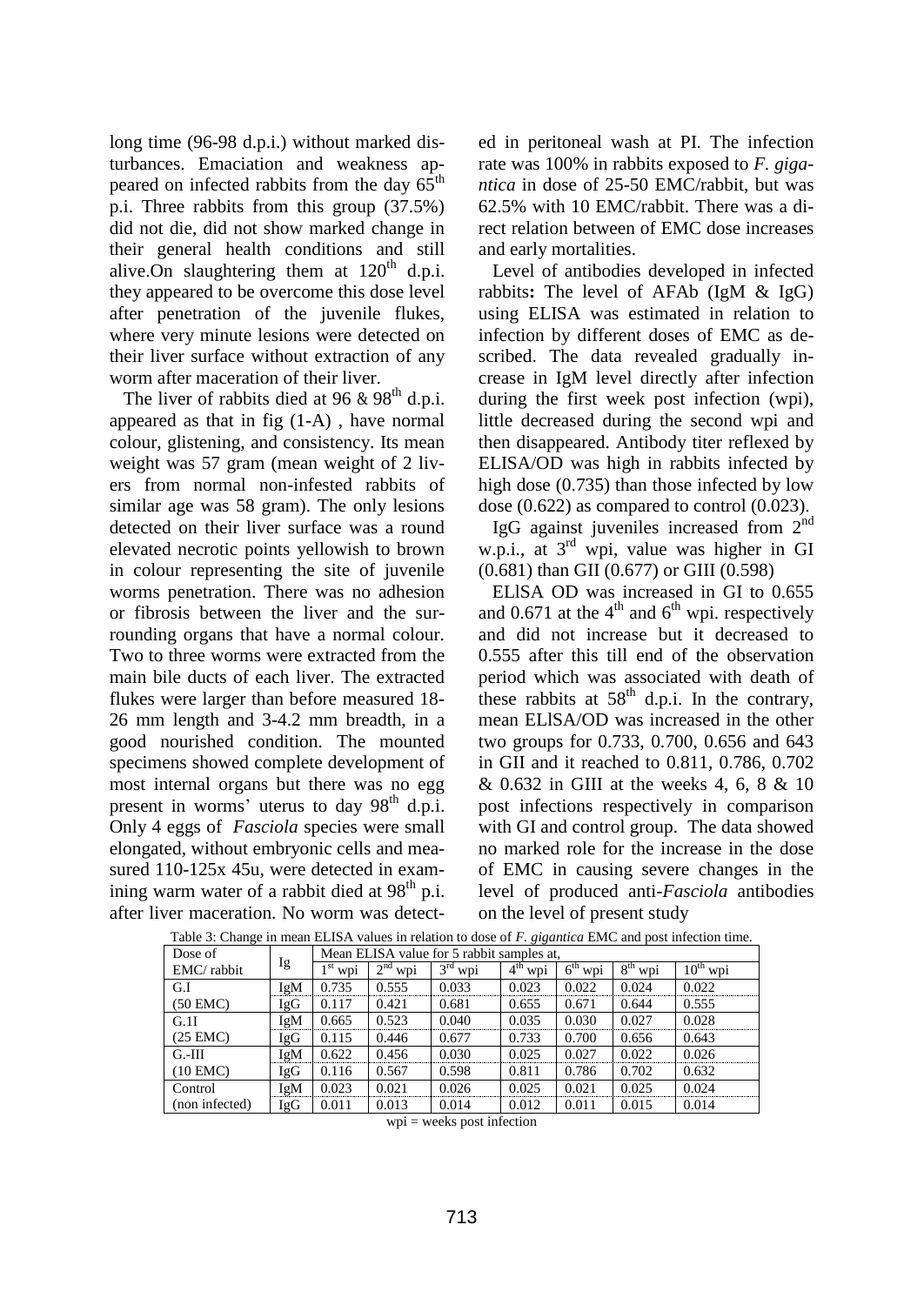long time (96-98 d.p.i.) without marked disturbances. Emaciation and weakness appeared on infected rabbits from the day 65th p.i. Three rabbits from this group (37.5%) did not die, did not show marked change in their general health conditions and still alive.On slaughtering them at 120th d.p.i. they appeared to be overcome this dose level after penetration of the juvenile flukes, where very minute lesions were detected on their liver surface without extraction of any worm after maceration of their liver.

The liver of rabbits died at 96 & 98th d.p.i. appeared as that in fig (1-A) , have normal colour, glistening, and consistency. Its mean weight was 57 gram (mean weight of 2 livers from normal non-infested rabbits of similar age was 58 gram). The only lesions detected on their liver surface was a round elevated necrotic points yellowish to brown in colour representing the site of juvenile worms penetration. There was no adhesion or fibrosis between the liver and the surrounding organs that have a normal colour. Two to three worms were extracted from the main bile ducts of each liver. The extracted flukes were larger than before measured 18-26 mm length and 3-4.2 mm breadth, in a good nourished condition. The mounted specimens showed complete development of most internal organs but there was no egg present in worms' uterus to day 98th d.p.i. Only 4 eggs of *Fasciola* species were small elongated, without embryonic cells and measured 110-125x 45u, were detected in examining warm water of a rabbit died at 98th p.i. after liver maceration. No worm was detected in peritoneal wash at PI. The infection rate was 100% in rabbits exposed to *F. gigantica* in dose of 25-50 EMC/rabbit, but was 62.5% with 10 EMC/rabbit. There was a direct relation between of EMC dose increases and early mortalities.

Level of antibodies developed in infected rabbits**:** The level of AFAb (IgM & IgG) using ELISA was estimated in relation to infection by different doses of EMC as described. The data revealed gradually increase in IgM level directly after infection during the first week post infection (wpi), little decreased during the second wpi and then disappeared. Antibody titer reflexed by ELISA/OD was high in rabbits infected by high dose (0.735) than those infected by low dose (0.622) as compared to control (0.023).

IgG against juveniles increased from 2nd w.p.i., at 3rd wpi, value was higher in GI (0.681) than GII (0.677) or GIII (0.598)

ELlSA OD was increased in GI to 0.655 and 0.671 at the 4th and 6th wpi. respectively and did not increase but it decreased to 0.555 after this till end of the observation period which was associated with death of these rabbits at 58th d.p.i. In the contrary, mean ELlSA/OD was increased in the other two groups for 0.733, 0.700, 0.656 and 643 in GII and it reached to 0.811, 0.786, 0.702 & 0.632 in GIII at the weeks 4, 6, 8 & 10 post infections respectively in comparison with GI and control group. The data showed no marked role for the increase in the dose of EMC in causing severe changes in the level of produced anti-*Fasciola* antibodies on the level of present study

Table 3: Change in mean ELISA values in relation to dose of *F. gigantica* EMC and post infection time.

| Dose of EMC/ rabbit | Ig | Mean ELISA value for 5 rabbit samples at, | | | | | | |
|---|---|---|---|---|---|---|---|---|
| | | 1st wpi | 2nd wpi | 3rd wpi | 4th wpi | 6th wpi | 8th wpi | 10th wpi |
| G.I | IgM | 0.735 | 0.555 | 0.033 | 0.023 | 0.022 | 0.024 | 0.022 |
| (50 EMC) | IgG | 0.117 | 0.421 | 0.681 | 0.655 | 0.671 | 0.644 | 0.555 |
| G.1I | IgM | 0.665 | 0.523 | 0.040 | 0.035 | 0.030 | 0.027 | 0.028 |
| (25 EMC) | IgG | 0.115 | 0.446 | 0.677 | 0.733 | 0.700 | 0.656 | 0.643 |
| G.-III | IgM | 0.622 | 0.456 | 0.030 | 0.025 | 0.027 | 0.022 | 0.026 |
| (10 EMC) | IgG | 0.116 | 0.567 | 0.598 | 0.811 | 0.786 | 0.702 | 0.632 |
| Control | IgM | 0.023 | 0.021 | 0.026 | 0.025 | 0.021 | 0.025 | 0.024 |
| (non infected) | IgG | 0.011 | 0.013 | 0.014 | 0.012 | 0.011 | 0.015 | 0.014 |

wpi = weeks post infection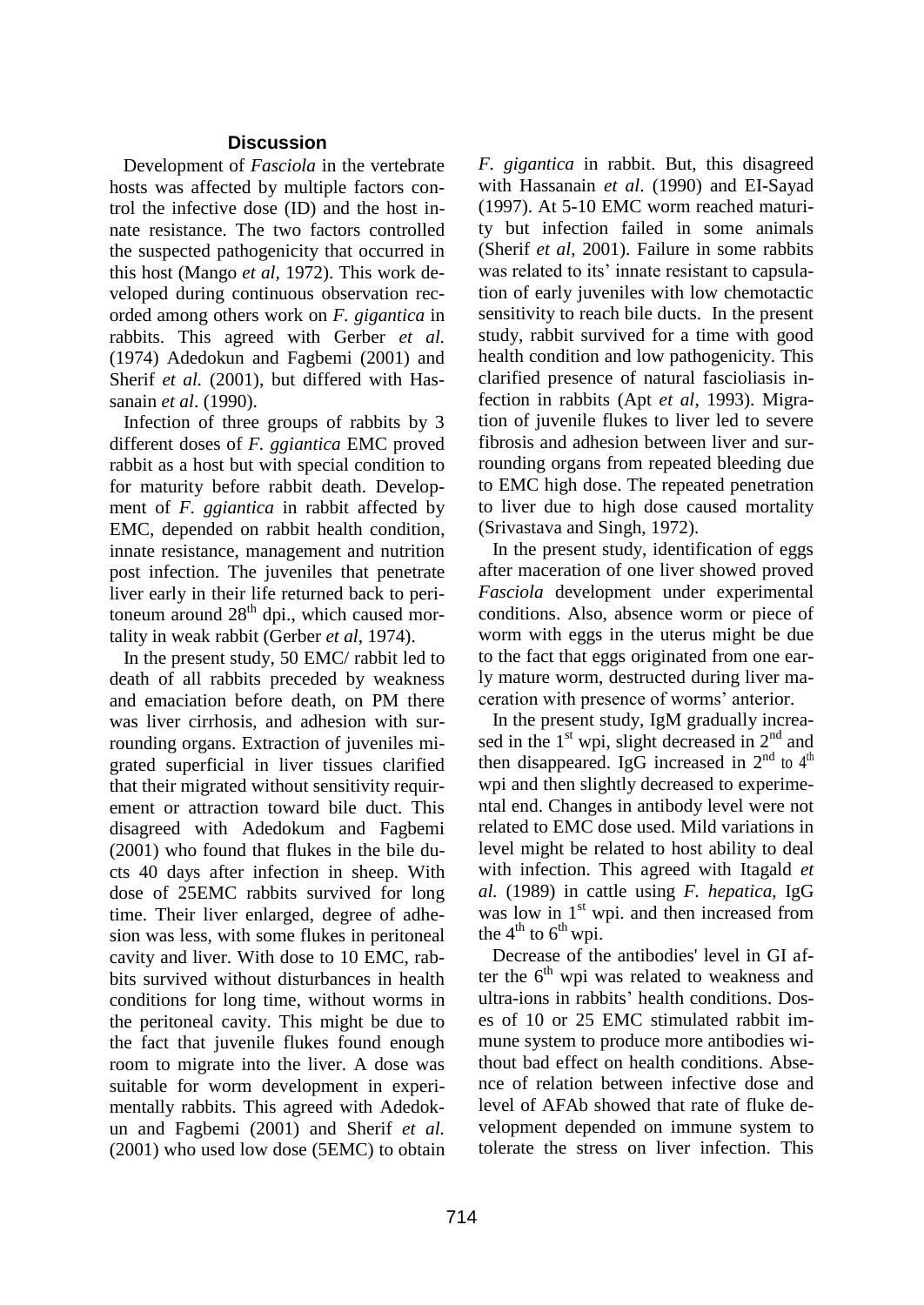## Discussion

Development of *Fasciola* in the vertebrate hosts was affected by multiple factors control the infective dose (ID) and the host innate resistance. The two factors controlled the suspected pathogenicity that occurred in this host (Mango *et al*, 1972). This work developed during continuous observation recorded among others work on *F. gigantica* in rabbits. This agreed with Gerber *et al.* (1974) Adedokun and Fagbemi (2001) and Sherif *et al.* (2001), but differed with Hassanain *et al*. (1990).

Infection of three groups of rabbits by 3 different doses of *F. ggiantica* EMC proved rabbit as a host but with special condition to for maturity before rabbit death. Development of *F. ggiantica* in rabbit affected by EMC, depended on rabbit health condition, innate resistance, management and nutrition post infection. The juveniles that penetrate liver early in their life returned back to peritoneum around 28[th] dpi., which caused mortality in weak rabbit (Gerber *et al*, 1974).

In the present study, 50 EMC/ rabbit led to death of all rabbits preceded by weakness and emaciation before death, on PM there was liver cirrhosis, and adhesion with surrounding organs. Extraction of juveniles migrated superficial in liver tissues clarified that their migrated without sensitivity requirement or attraction toward bile duct. This disagreed with Adedokum and Fagbemi (2001) who found that flukes in the bile ducts 40 days after infection in sheep. With dose of 25EMC rabbits survived for long time. Their liver enlarged, degree of adhesion was less, with some flukes in peritoneal cavity and liver. With dose to 10 EMC, rabbits survived without disturbances in health conditions for long time, without worms in the peritoneal cavity. This might be due to the fact that juvenile flukes found enough room to migrate into the liver. A dose was suitable for worm development in experimentally rabbits. This agreed with Adedokun and Fagbemi (2001) and Sherif *et al.* (2001) who used low dose (5EMC) to obtain *F. gigantica* in rabbit. But, this disagreed with Hassanain *et al*. (1990) and EI-Sayad (1997). At 5-10 EMC worm reached maturity but infection failed in some animals (Sherif *et al*, 2001). Failure in some rabbits was related to its' innate resistant to capsulation of early juveniles with low chemotactic sensitivity to reach bile ducts. In the present study, rabbit survived for a time with good health condition and low pathogenicity. This clarified presence of natural fascioliasis infection in rabbits (Apt *et al*, 1993). Migration of juvenile flukes to liver led to severe fibrosis and adhesion between liver and surrounding organs from repeated bleeding due to EMC high dose. The repeated penetration to liver due to high dose caused mortality (Srivastava and Singh, 1972).

In the present study, identification of eggs after maceration of one liver showed proved *Fasciola* development under experimental conditions. Also, absence worm or piece of worm with eggs in the uterus might be due to the fact that eggs originated from one early mature worm, destructed during liver maceration with presence of worms' anterior.

In the present study, IgM gradually increased in the 1[st] wpi, slight decreased in 2[nd] and then disappeared. IgG increased in 2[nd] to 4[th] wpi and then slightly decreased to experimental end. Changes in antibody level were not related to EMC dose used. Mild variations in level might be related to host ability to deal with infection. This agreed with Itagald *et al.* (1989) in cattle using *F. hepatica*, IgG was low in 1[st] wpi. and then increased from the 4[th] to 6[th] wpi.

Decrease of the antibodies' level in GI after the 6[th] wpi was related to weakness and ultra-ions in rabbits' health conditions. Doses of 10 or 25 EMC stimulated rabbit immune system to produce more antibodies without bad effect on health conditions. Absence of relation between infective dose and level of AFAb showed that rate of fluke development depended on immune system to tolerate the stress on liver infection. This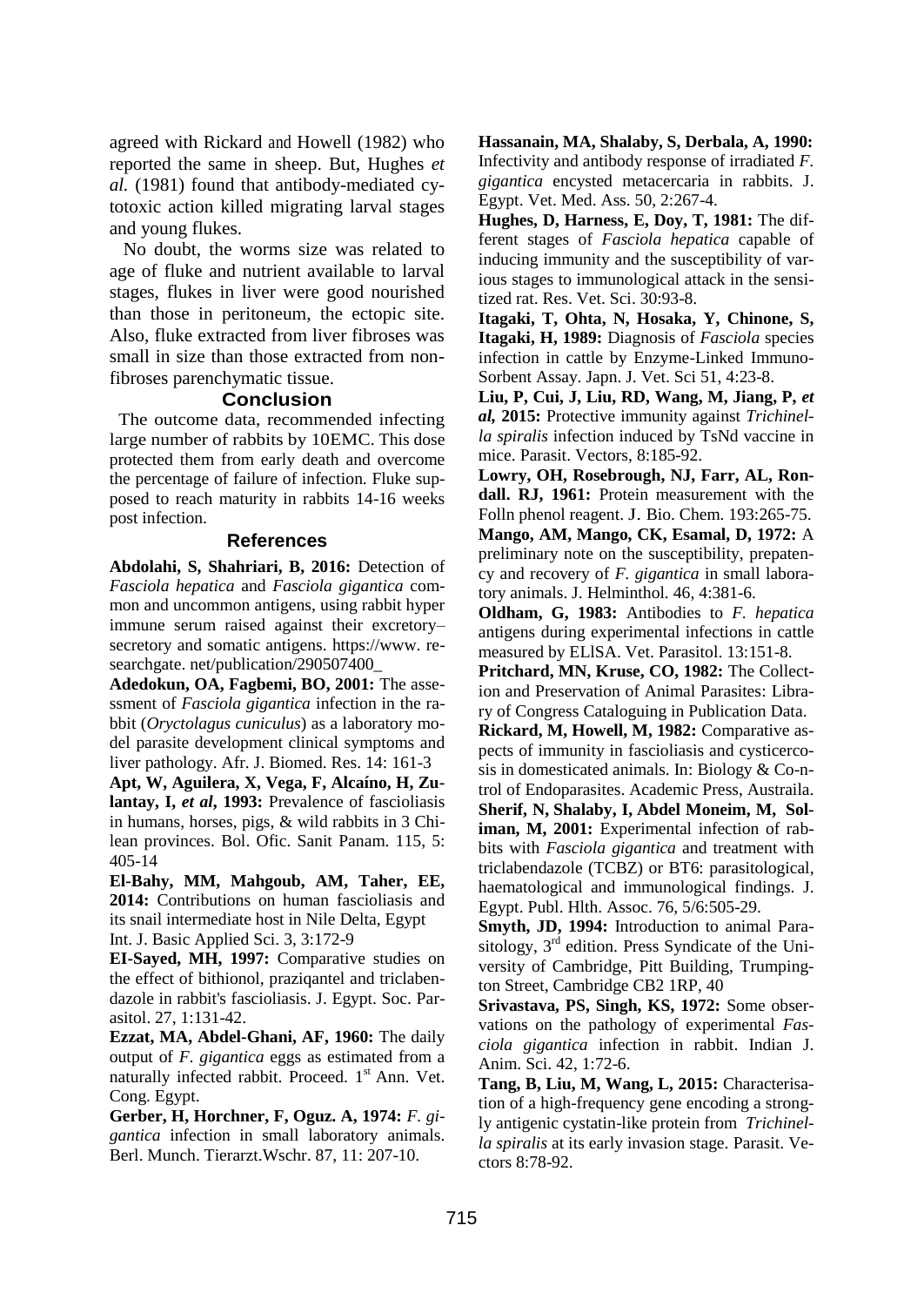agreed with Rickard and Howell (1982) who reported the same in sheep. But, Hughes *et al.* (1981) found that antibody-mediated cytotoxic action killed migrating larval stages and young flukes.

No doubt, the worms size was related to age of fluke and nutrient available to larval stages, flukes in liver were good nourished than those in peritoneum, the ectopic site. Also, fluke extracted from liver fibroses was small in size than those extracted from non-fibroses parenchymatic tissue.

## Conclusion

The outcome data, recommended infecting large number of rabbits by 10EMC. This dose protected them from early death and overcome the percentage of failure of infection. Fluke supposed to reach maturity in rabbits 14-16 weeks post infection.

## References

**Abdolahi, S, Shahriari, B, 2016:** Detection of *Fasciola hepatica* and *Fasciola gigantica* common and uncommon antigens, using rabbit hyper immune serum raised against their excretory–secretory and somatic antigens. https://www. researchgate. net/publication/290507400_

**Adedokun, OA, Fagbemi, BO, 2001:** The assessment of *Fasciola gigantica* infection in the rabbit (*Oryctolagus cuniculus*) as a laboratory model parasite development clinical symptoms and liver pathology. Afr. J. Biomed. Res. 14: 161-3

**Apt, W, Aguilera, X, Vega, F, Alcaíno, H, Zulantay, I, *et al*, 1993:** Prevalence of fascioliasis in humans, horses, pigs, & wild rabbits in 3 Chilean provinces. Bol. Ofic. Sanit Panam. 115, 5: 405-14

**El-Bahy, MM, Mahgoub, AM, Taher, EE, 2014:** Contributions on human fascioliasis and its snail intermediate host in Nile Delta, Egypt Int. J. Basic Applied Sci. 3, 3:172-9

**EI-Sayed, MH, 1997:** Comparative studies on the effect of bithionol, praziqantel and triclabendazole in rabbit's fascioliasis. J. Egypt. Soc. Parasitol. 27, 1:131-42.

**Ezzat, MA, Abdel-Ghani, AF, 1960:** The daily output of *F. gigantica* eggs as estimated from a naturally infected rabbit. Proceed. 1st Ann. Vet. Cong. Egypt.

**Gerber, H, Horchner, F, Oguz. A, 1974:** *F. gigantica* infection in small laboratory animals. Berl. Munch. Tierarzt.Wschr. 87, 11: 207-10.

**Hassanain, MA, Shalaby, S, Derbala, A, 1990:** Infectivity and antibody response of irradiated *F. gigantica* encysted metacercaria in rabbits. J. Egypt. Vet. Med. Ass. 50, 2:267-4.

**Hughes, D, Harness, E, Doy, T, 1981:** The different stages of *Fasciola hepatica* capable of inducing immunity and the susceptibility of various stages to immunological attack in the sensitized rat. Res. Vet. Sci. 30:93-8.

**Itagaki, T, Ohta, N, Hosaka, Y, Chinone, S, Itagaki, H, 1989:** Diagnosis of *Fasciola* species infection in cattle by Enzyme-Linked Immuno-Sorbent Assay. Japn. J. Vet. Sci 51, 4:23-8.

**Liu, P, Cui, J, Liu, RD, Wang, M, Jiang, P, *et al*, 2015:** Protective immunity against *Trichinella spiralis* infection induced by TsNd vaccine in mice. Parasit. Vectors, 8:185-92.

**Lowry, OH, Rosebrough, NJ, Farr, AL, Rondall. RJ, 1961:** Protein measurement with the Folln phenol reagent. J. Bio. Chem. 193:265-75.

**Mango, AM, Mango, CK, Esamal, D, 1972:** A preliminary note on the susceptibility, prepatency and recovery of *F. gigantica* in small laboratory animals. J. Helminthol. 46, 4:381-6.

**Oldham, G, 1983:** Antibodies to *F. hepatica* antigens during experimental infections in cattle measured by ElISA. Vet. Parasitol. 13:151-8.

**Pritchard, MN, Kruse, CO, 1982:** The Collection and Preservation of Animal Parasites: Library of Congress Cataloguing in Publication Data.

**Rickard, M, Howell, M, 1982:** Comparative aspects of immunity in fascioliasis and cysticercosis in domesticated animals. In: Biology & Control of Endoparasites. Academic Press, Austraila.

**Sherif, N, Shalaby, I, Abdel Moneim, M, Soliman, M, 2001:** Experimental infection of rabbits with *Fasciola gigantica* and treatment with triclabendazole (TCBZ) or BT6: parasitological, haematological and immunological findings. J. Egypt. Publ. Hlth. Assoc. 76, 5/6:505-29.

**Smyth, JD, 1994:** Introduction to animal Parasitology, 3rd edition. Press Syndicate of the University of Cambridge, Pitt Building, Trumpington Street, Cambridge CB2 1RP, 40

**Srivastava, PS, Singh, KS, 1972:** Some observations on the pathology of experimental *Fasciola gigantica* infection in rabbit. Indian J. Anim. Sci. 42, 1:72-6.

**Tang, B, Liu, M, Wang, L, 2015:** Characterisation of a high-frequency gene encoding a strongly antigenic cystatin-like protein from *Trichinella spiralis* at its early invasion stage. Parasit. Vectors 8:78-92.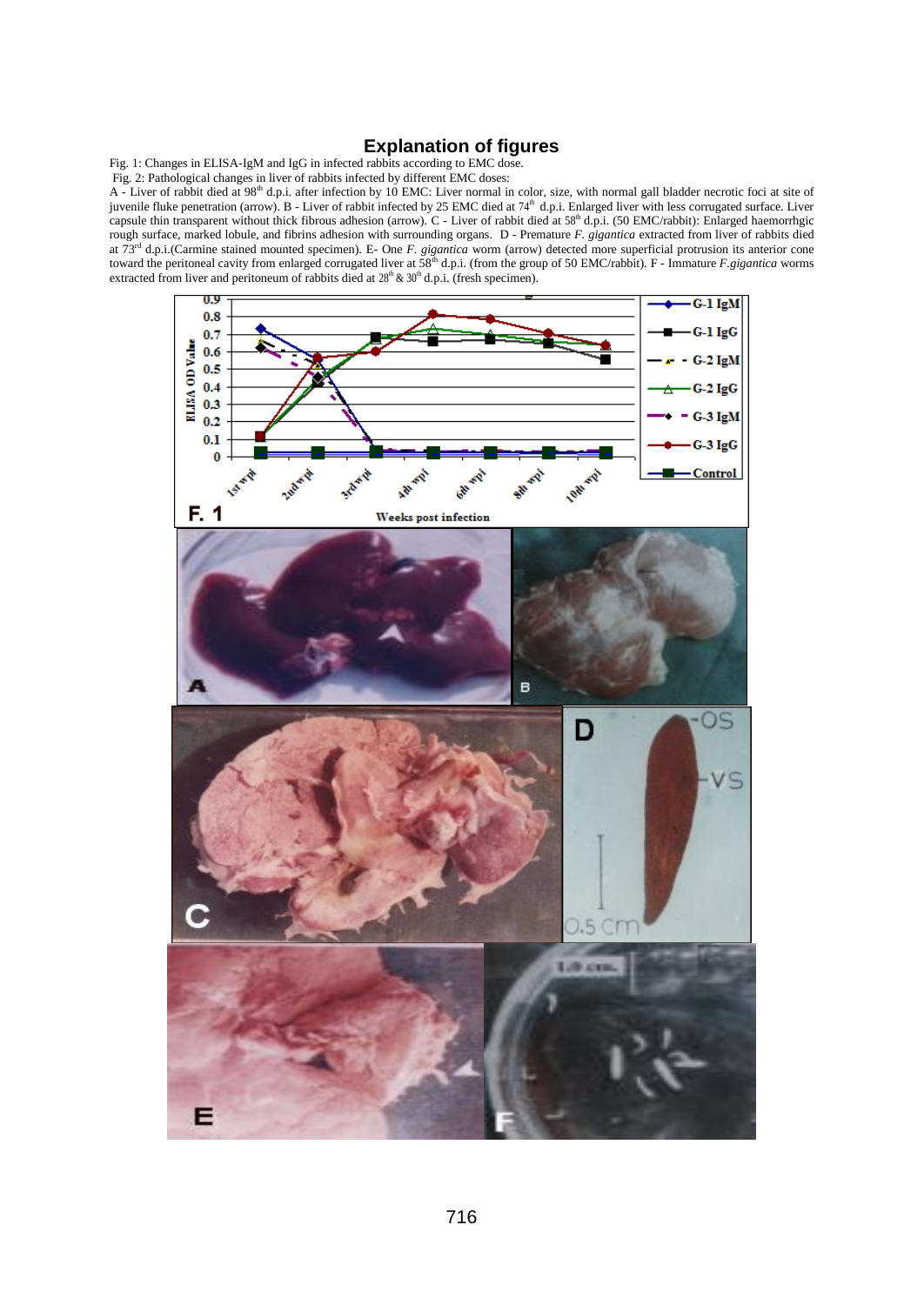## Explanation of figures

Fig. 1: Changes in ELISA-IgM and IgG in infected rabbits according to EMC dose.

Fig. 2: Pathological changes in liver of rabbits infected by different EMC doses:

A - Liver of rabbit died at 98[th] d.p.i. after infection by 10 EMC: Liver normal in color, size, with normal gall bladder necrotic foci at site of juvenile fluke penetration (arrow). B - Liver of rabbit infected by 25 EMC died at 74[th] d.p.i. Enlarged liver with less corrugated surface. Liver capsule thin transparent without thick fibrous adhesion (arrow). C - Liver of rabbit died at 58[th] d.p.i. (50 EMC/rabbit): Enlarged haemorrhgic rough surface, marked lobule, and fibrins adhesion with surrounding organs. D - Premature *F. gigantica* extracted from liver of rabbits died at 73[rd] d.p.i.(Carmine stained mounted specimen). E- One *F. gigantica* worm (arrow) detected more superficial protrusion its anterior cone toward the peritoneal cavity from enlarged corrugated liver at 58[th] d.p.i. (from the group of 50 EMC/rabbit). F - Immature *F.gigantica* worms extracted from liver and peritoneum of rabbits died at 28[th] & 30[th] d.p.i. (fresh specimen).

ELISA OD Value

0.9
0.8
0.7
0.6
0.5
0.4
0.3
0.2
0.1
0

1st wpi
2nd wpi
3rd wpi
4th wpi
6th wpi
8th wpi
10th wpi

Weeks post infection

G-1 IgM
G-1 IgG
G-2 IgM
G-2 IgG
G-3 IgM
G-3 IgG
Control

F. 1

A
B
C
D
OS
VS
0.5 cm
E
F
1.0 cm.